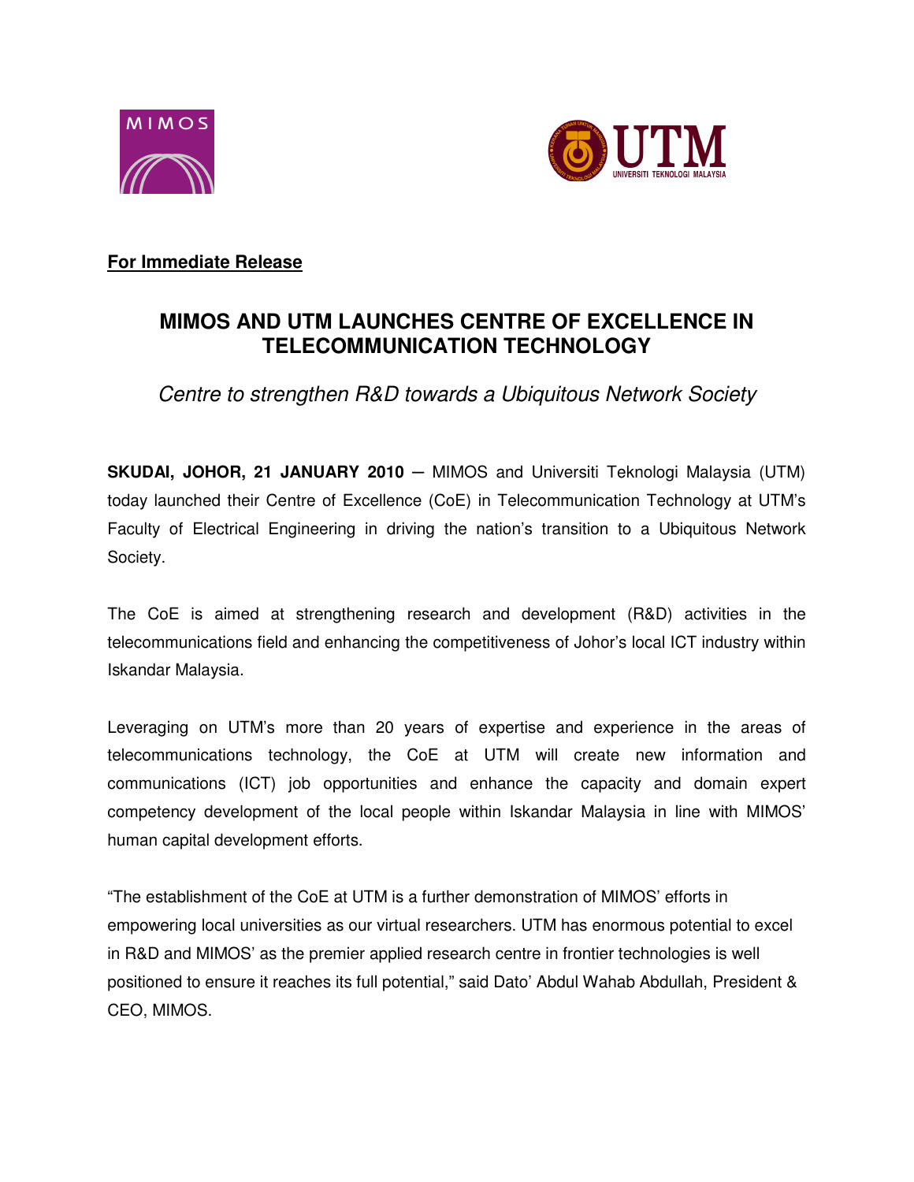**For Immediate Release**

# MIMOS AND UTM LAUNCHES CENTRE OF EXCELLENCE IN TELECOMMUNICATION TECHNOLOGY

*Centre to strengthen R&D towards a Ubiquitous Network Society*

**SKUDAI, JOHOR, 21 JANUARY 2010** – MIMOS and Universiti Teknologi Malaysia (UTM) today launched their Centre of Excellence (CoE) in Telecommunication Technology at UTM's Faculty of Electrical Engineering in driving the nation's transition to a Ubiquitous Network Society.

The CoE is aimed at strengthening research and development (R&D) activities in the telecommunications field and enhancing the competitiveness of Johor's local ICT industry within Iskandar Malaysia.

Leveraging on UTM's more than 20 years of expertise and experience in the areas of telecommunications technology, the CoE at UTM will create new information and communications (ICT) job opportunities and enhance the capacity and domain expert competency development of the local people within Iskandar Malaysia in line with MIMOS' human capital development efforts.

"The establishment of the CoE at UTM is a further demonstration of MIMOS' efforts in empowering local universities as our virtual researchers. UTM has enormous potential to excel in R&D and MIMOS' as the premier applied research centre in frontier technologies is well positioned to ensure it reaches its full potential," said Dato' Abdul Wahab Abdullah, President & CEO, MIMOS.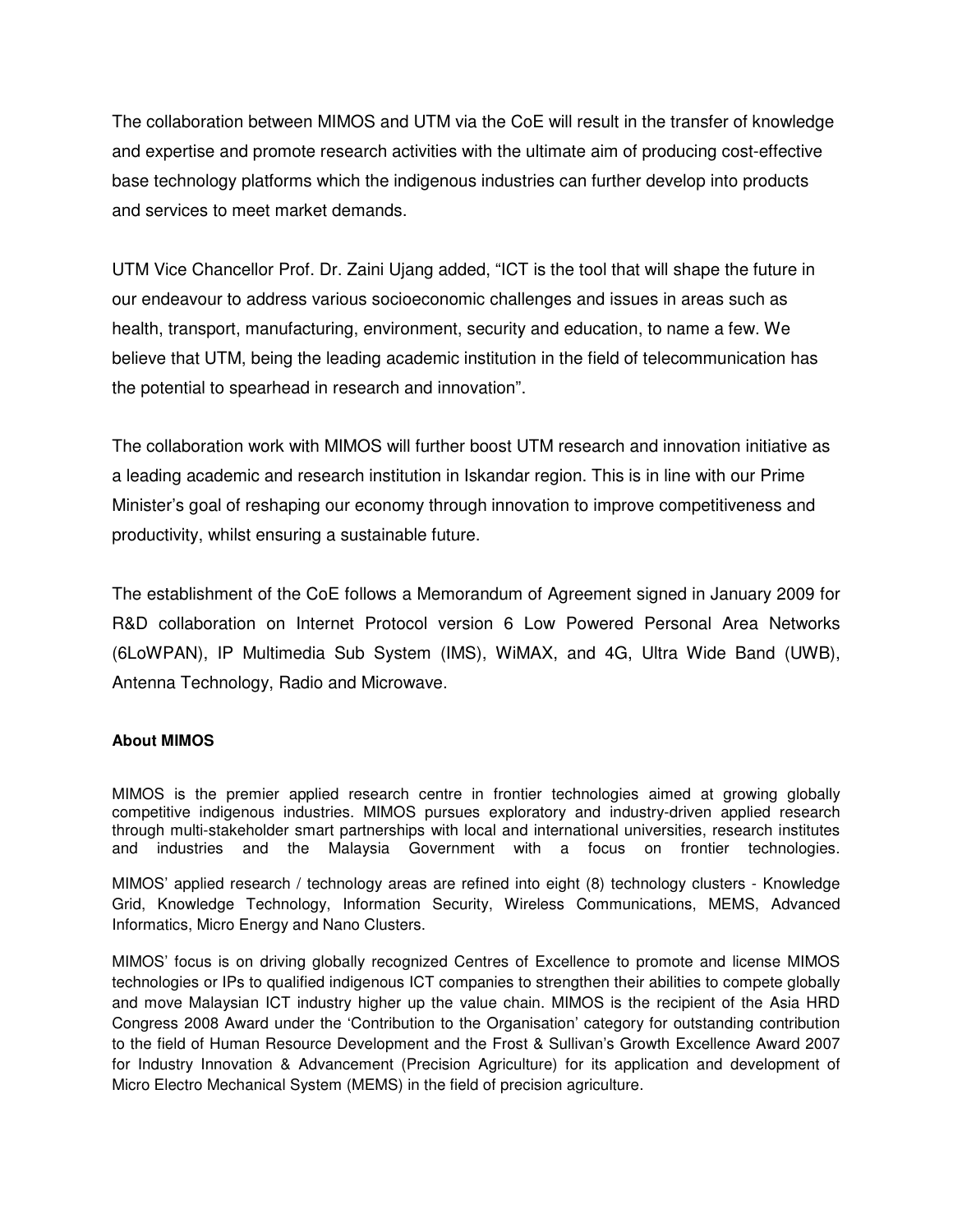The collaboration between MIMOS and UTM via the CoE will result in the transfer of knowledge and expertise and promote research activities with the ultimate aim of producing cost-effective base technology platforms which the indigenous industries can further develop into products and services to meet market demands.

UTM Vice Chancellor Prof. Dr. Zaini Ujang added, "ICT is the tool that will shape the future in our endeavour to address various socioeconomic challenges and issues in areas such as health, transport, manufacturing, environment, security and education, to name a few. We believe that UTM, being the leading academic institution in the field of telecommunication has the potential to spearhead in research and innovation".

The collaboration work with MIMOS will further boost UTM research and innovation initiative as a leading academic and research institution in Iskandar region. This is in line with our Prime Minister's goal of reshaping our economy through innovation to improve competitiveness and productivity, whilst ensuring a sustainable future.

The establishment of the CoE follows a Memorandum of Agreement signed in January 2009 for R&D collaboration on Internet Protocol version 6 Low Powered Personal Area Networks (6LoWPAN), IP Multimedia Sub System (IMS), WiMAX, and 4G, Ultra Wide Band (UWB), Antenna Technology, Radio and Microwave.

**About MIMOS**

MIMOS is the premier applied research centre in frontier technologies aimed at growing globally competitive indigenous industries. MIMOS pursues exploratory and industry-driven applied research through multi-stakeholder smart partnerships with local and international universities, research institutes and industries and the Malaysia Government with a focus on frontier technologies.

MIMOS' applied research / technology areas are refined into eight (8) technology clusters - Knowledge Grid, Knowledge Technology, Information Security, Wireless Communications, MEMS, Advanced Informatics, Micro Energy and Nano Clusters.

MIMOS' focus is on driving globally recognized Centres of Excellence to promote and license MIMOS technologies or IPs to qualified indigenous ICT companies to strengthen their abilities to compete globally and move Malaysian ICT industry higher up the value chain. MIMOS is the recipient of the Asia HRD Congress 2008 Award under the 'Contribution to the Organisation' category for outstanding contribution to the field of Human Resource Development and the Frost & Sullivan's Growth Excellence Award 2007 for Industry Innovation & Advancement (Precision Agriculture) for its application and development of Micro Electro Mechanical System (MEMS) in the field of precision agriculture.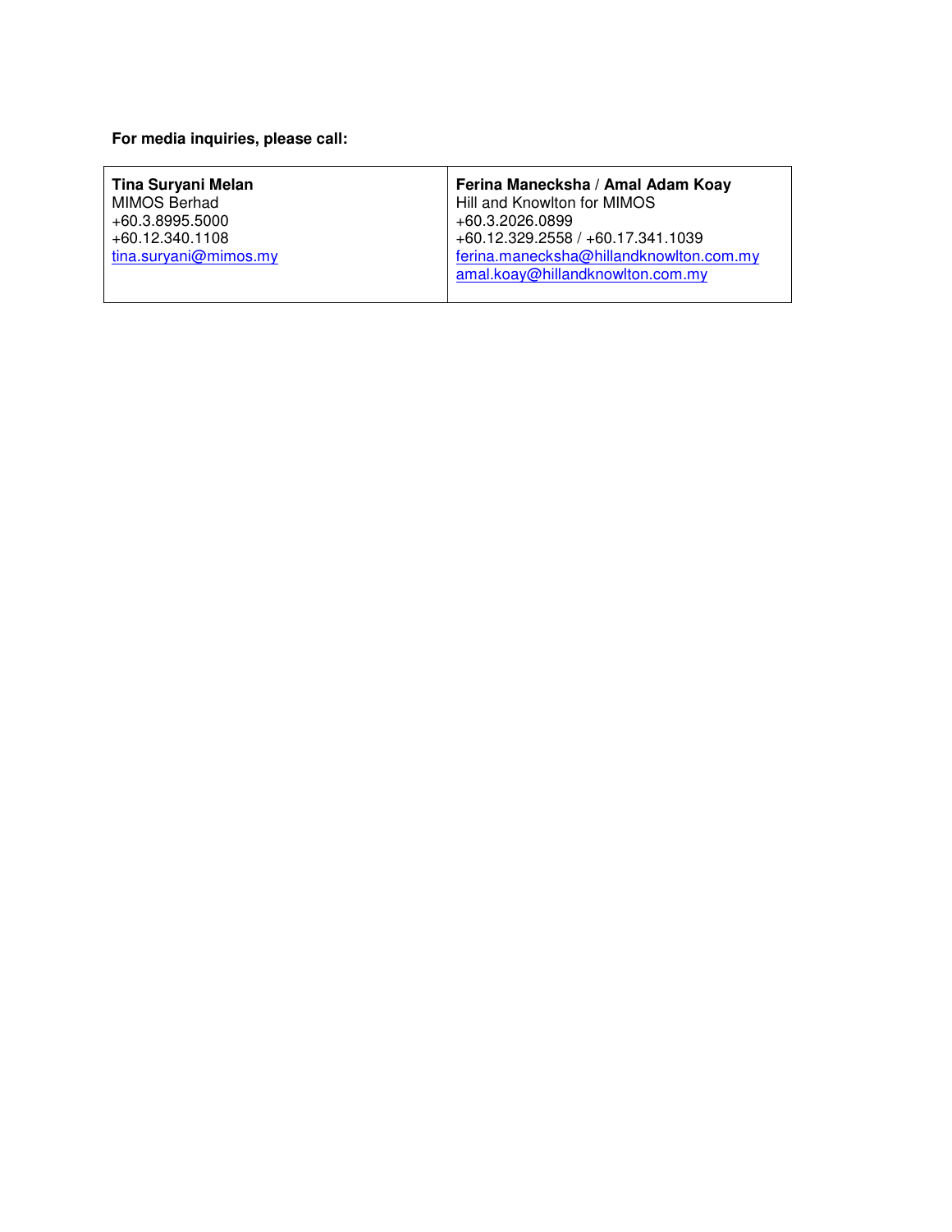**For media inquiries, please call:**

| | |
|---|---|
| **Tina Suryani Melan**<br>MIMOS Berhad<br>+60.3.8995.5000<br>+60.12.340.1108<br>tina.suryani@mimos.my | **Ferina Manecksha** / **Amal Adam Koay**<br>Hill and Knowlton for MIMOS<br>+60.3.2026.0899<br>+60.12.329.2558 / +60.17.341.1039<br>ferina.manecksha@hillandknowlton.com.my<br>amal.koay@hillandknowlton.com.my |